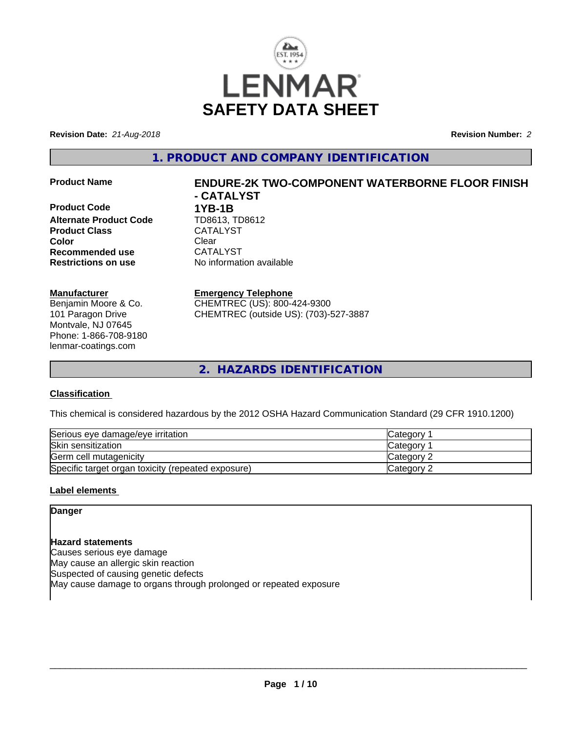# LENMAR SAFETY DATA SHEET

**Revision Date:** *21-Aug-2018*

**Revision Number:** *2*

## 1. PRODUCT AND COMPANY IDENTIFICATION

| | |
|---|---|
| **Product Name** | **ENDURE-2K TWO-COMPONENT WATERBORNE FLOOR FINISH - CATALYST** |
| **Product Code** | **1YB-1B** |
| **Alternate Product Code** | TD8613, TD8612 |
| **Product Class** | CATALYST |
| **Color** | Clear |
| **Recommended use** | CATALYST |
| **Restrictions on use** | No information available |

**Manufacturer**
Benjamin Moore & Co.
101 Paragon Drive
Montvale, NJ 07645
Phone: 1-866-708-9180
lenmar-coatings.com

**Emergency Telephone**
CHEMTREC (US): 800-424-9300
CHEMTREC (outside US): (703)-527-3887

## 2. HAZARDS IDENTIFICATION

### Classification

This chemical is considered hazardous by the 2012 OSHA Hazard Communication Standard (29 CFR 1910.1200)

| | |
|---|---|
| Serious eye damage/eye irritation | Category 1 |
| Skin sensitization | Category 1 |
| Germ cell mutagenicity | Category 2 |
| Specific target organ toxicity (repeated exposure) | Category 2 |

### Label elements

**Danger**

**Hazard statements**
Causes serious eye damage
May cause an allergic skin reaction
Suspected of causing genetic defects
May cause damage to organs through prolonged or repeated exposure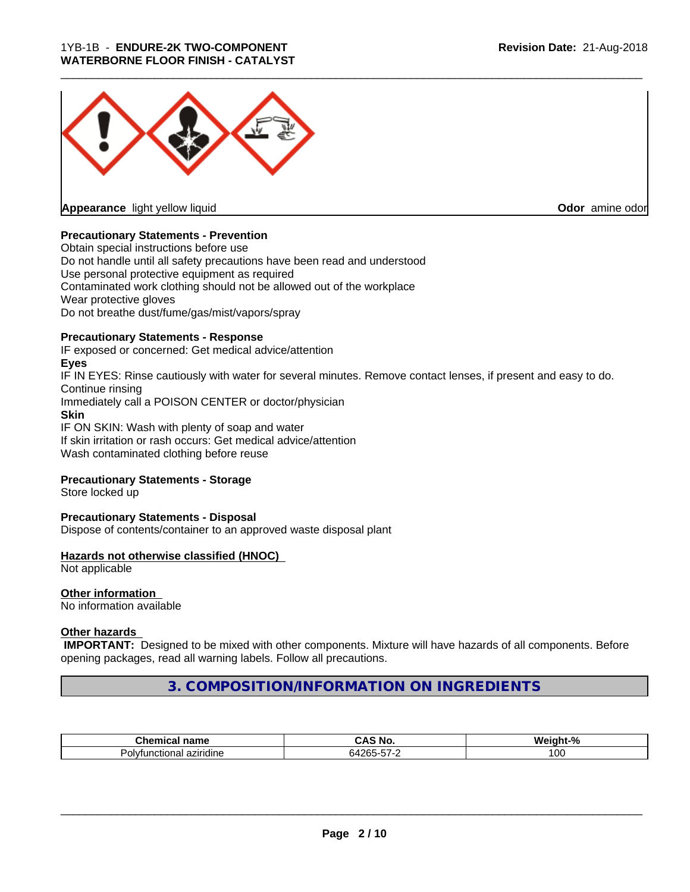**Appearance** light yellow liquid

**Odor** amine odor

**Precautionary Statements - Prevention**

Obtain special instructions before use
Do not handle until all safety precautions have been read and understood
Use personal protective equipment as required
Contaminated work clothing should not be allowed out of the workplace
Wear protective gloves
Do not breathe dust/fume/gas/mist/vapors/spray

**Precautionary Statements - Response**

IF exposed or concerned: Get medical advice/attention

**Eyes**

IF IN EYES: Rinse cautiously with water for several minutes. Remove contact lenses, if present and easy to do. Continue rinsing
Immediately call a POISON CENTER or doctor/physician

**Skin**

IF ON SKIN: Wash with plenty of soap and water
If skin irritation or rash occurs: Get medical advice/attention
Wash contaminated clothing before reuse

**Precautionary Statements - Storage**

Store locked up

**Precautionary Statements - Disposal**

Dispose of contents/container to an approved waste disposal plant

**Hazards not otherwise classified (HNOC)**

Not applicable

**Other information**

No information available

**Other hazards**

**IMPORTANT:** Designed to be mixed with other components. Mixture will have hazards of all components. Before opening packages, read all warning labels. Follow all precautions.

## 3. COMPOSITION/INFORMATION ON INGREDIENTS

| Chemical name | CAS No. | Weight-% |
|---|---|---|
| Polyfunctional aziridine | 64265-57-2 | 100 |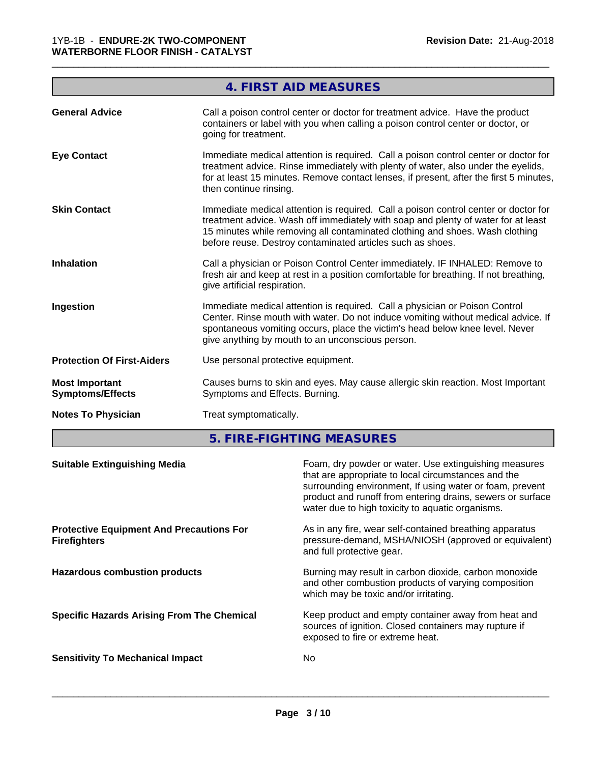## 4. FIRST AID MEASURES

| | |
|---|---|
| **General Advice** | Call a poison control center or doctor for treatment advice. Have the product containers or label with you when calling a poison control center or doctor, or going for treatment. |
| **Eye Contact** | Immediate medical attention is required. Call a poison control center or doctor for treatment advice. Rinse immediately with plenty of water, also under the eyelids, for at least 15 minutes. Remove contact lenses, if present, after the first 5 minutes, then continue rinsing. |
| **Skin Contact** | Immediate medical attention is required. Call a poison control center or doctor for treatment advice. Wash off immediately with soap and plenty of water for at least 15 minutes while removing all contaminated clothing and shoes. Wash clothing before reuse. Destroy contaminated articles such as shoes. |
| **Inhalation** | Call a physician or Poison Control Center immediately. IF INHALED: Remove to fresh air and keep at rest in a position comfortable for breathing. If not breathing, give artificial respiration. |
| **Ingestion** | Immediate medical attention is required. Call a physician or Poison Control Center. Rinse mouth with water. Do not induce vomiting without medical advice. If spontaneous vomiting occurs, place the victim's head below knee level. Never give anything by mouth to an unconscious person. |
| **Protection Of First-Aiders** | Use personal protective equipment. |
| **Most Important Symptoms/Effects** | Causes burns to skin and eyes. May cause allergic skin reaction. Most Important Symptoms and Effects. Burning. |
| **Notes To Physician** | Treat symptomatically. |

## 5. FIRE-FIGHTING MEASURES

| | |
|---|---|
| **Suitable Extinguishing Media** | Foam, dry powder or water. Use extinguishing measures that are appropriate to local circumstances and the surrounding environment, If using water or foam, prevent product and runoff from entering drains, sewers or surface water due to high toxicity to aquatic organisms. |
| **Protective Equipment And Precautions For Firefighters** | As in any fire, wear self-contained breathing apparatus pressure-demand, MSHA/NIOSH (approved or equivalent) and full protective gear. |
| **Hazardous combustion products** | Burning may result in carbon dioxide, carbon monoxide and other combustion products of varying composition which may be toxic and/or irritating. |
| **Specific Hazards Arising From The Chemical** | Keep product and empty container away from heat and sources of ignition. Closed containers may rupture if exposed to fire or extreme heat. |
| **Sensitivity To Mechanical Impact** | No |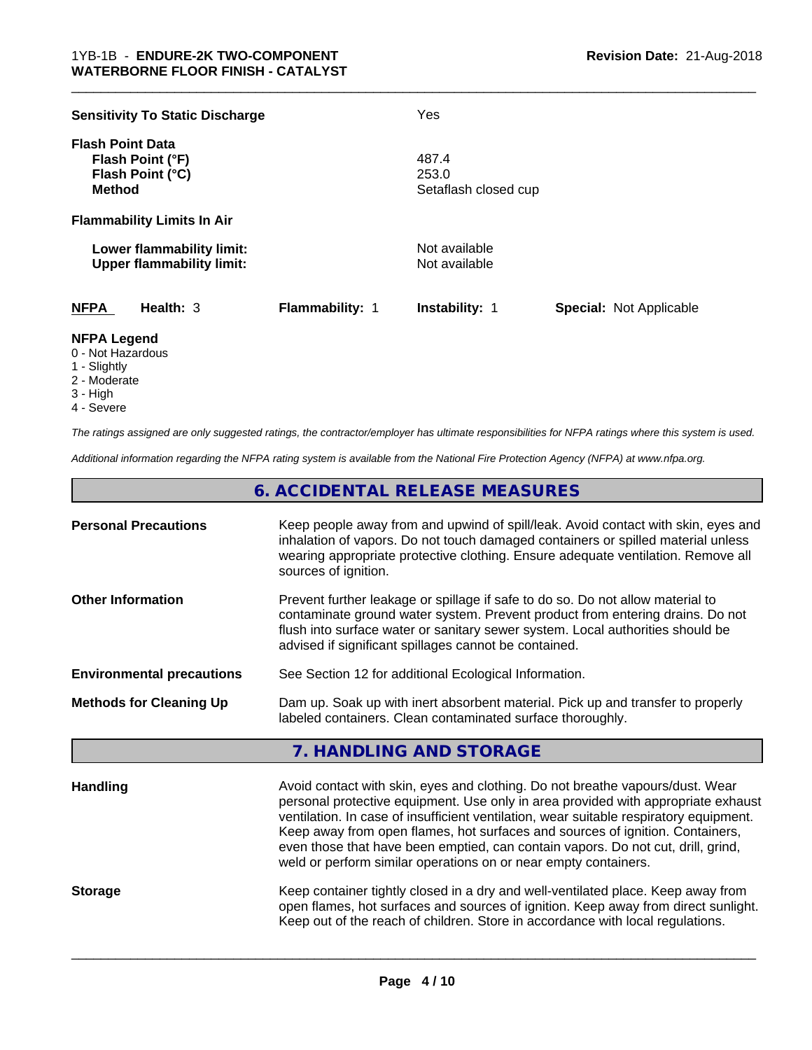**Sensitivity To Static Discharge** Yes

**Flash Point Data**

| | |
|---|---|
| **Flash Point (°F)** | 487.4 |
| **Flash Point (°C)** | 253.0 |
| **Method** | Setaflash closed cup |

**Flammability Limits In Air**

| | |
|---|---|
| **Lower flammability limit:** | Not available |
| **Upper flammability limit:** | Not available |

| **NFPA** | **Health:** 3 | **Flammability:** 1 | **Instability:** 1 | **Special:** Not Applicable |
|---|---|---|---|---|

**NFPA Legend**
- 0 - Not Hazardous
- 1 - Slightly
- 2 - Moderate
- 3 - High
- 4 - Severe

*The ratings assigned are only suggested ratings, the contractor/employer has ultimate responsibilities for NFPA ratings where this system is used.*

*Additional information regarding the NFPA rating system is available from the National Fire Protection Agency (NFPA) at www.nfpa.org.*

## 6. ACCIDENTAL RELEASE MEASURES

| | |
|---|---|
| **Personal Precautions** | Keep people away from and upwind of spill/leak. Avoid contact with skin, eyes and inhalation of vapors. Do not touch damaged containers or spilled material unless wearing appropriate protective clothing. Ensure adequate ventilation. Remove all sources of ignition. |
| **Other Information** | Prevent further leakage or spillage if safe to do so. Do not allow material to contaminate ground water system. Prevent product from entering drains. Do not flush into surface water or sanitary sewer system. Local authorities should be advised if significant spillages cannot be contained. |
| **Environmental precautions** | See Section 12 for additional Ecological Information. |
| **Methods for Cleaning Up** | Dam up. Soak up with inert absorbent material. Pick up and transfer to properly labeled containers. Clean contaminated surface thoroughly. |

## 7. HANDLING AND STORAGE

| | |
|---|---|
| **Handling** | Avoid contact with skin, eyes and clothing. Do not breathe vapours/dust. Wear personal protective equipment. Use only in area provided with appropriate exhaust ventilation. In case of insufficient ventilation, wear suitable respiratory equipment. Keep away from open flames, hot surfaces and sources of ignition. Containers, even those that have been emptied, can contain vapors. Do not cut, drill, grind, weld or perform similar operations on or near empty containers. |
| **Storage** | Keep container tightly closed in a dry and well-ventilated place. Keep away from open flames, hot surfaces and sources of ignition. Keep away from direct sunlight. Keep out of the reach of children. Store in accordance with local regulations. |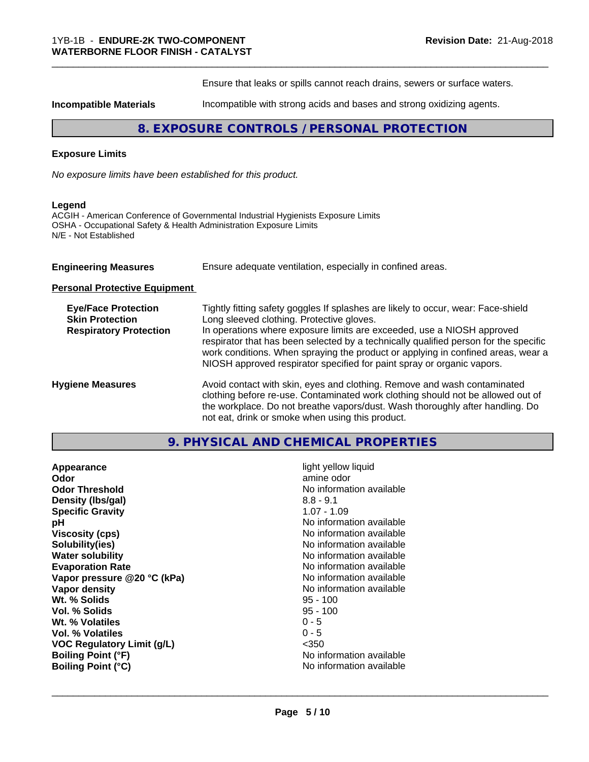Ensure that leaks or spills cannot reach drains, sewers or surface waters.

| | |
|---|---|
| **Incompatible Materials** | Incompatible with strong acids and bases and strong oxidizing agents. |

## 8. EXPOSURE CONTROLS / PERSONAL PROTECTION

**Exposure Limits**

*No exposure limits have been established for this product.*

**Legend**
ACGIH - American Conference of Governmental Industrial Hygienists Exposure Limits
OSHA - Occupational Safety & Health Administration Exposure Limits
N/E - Not Established

| | |
|---|---|
| **Engineering Measures** | Ensure adequate ventilation, especially in confined areas. |

**Personal Protective Equipment**

| | |
|---|---|
| **Eye/Face Protection** | Tightly fitting safety goggles If splashes are likely to occur, wear: Face-shield |
| **Skin Protection** | Long sleeved clothing. Protective gloves. |
| **Respiratory Protection** | In operations where exposure limits are exceeded, use a NIOSH approved respirator that has been selected by a technically qualified person for the specific work conditions. When spraying the product or applying in confined areas, wear a NIOSH approved respirator specified for paint spray or organic vapors. |
| **Hygiene Measures** | Avoid contact with skin, eyes and clothing. Remove and wash contaminated clothing before re-use. Contaminated work clothing should not be allowed out of the workplace. Do not breathe vapors/dust. Wash thoroughly after handling. Do not eat, drink or smoke when using this product. |

## 9. PHYSICAL AND CHEMICAL PROPERTIES

| | |
|---|---|
| **Appearance** | light yellow liquid |
| **Odor** | amine odor |
| **Odor Threshold** | No information available |
| **Density (lbs/gal)** | 8.8 - 9.1 |
| **Specific Gravity** | 1.07 - 1.09 |
| **pH** | No information available |
| **Viscosity (cps)** | No information available |
| **Solubility(ies)** | No information available |
| **Water solubility** | No information available |
| **Evaporation Rate** | No information available |
| **Vapor pressure @20 °C (kPa)** | No information available |
| **Vapor density** | No information available |
| **Wt. % Solids** | 95 - 100 |
| **Vol. % Solids** | 95 - 100 |
| **Wt. % Volatiles** | 0 - 5 |
| **Vol. % Volatiles** | 0 - 5 |
| **VOC Regulatory Limit (g/L)** | <350 |
| **Boiling Point (°F)** | No information available |
| **Boiling Point (°C)** | No information available |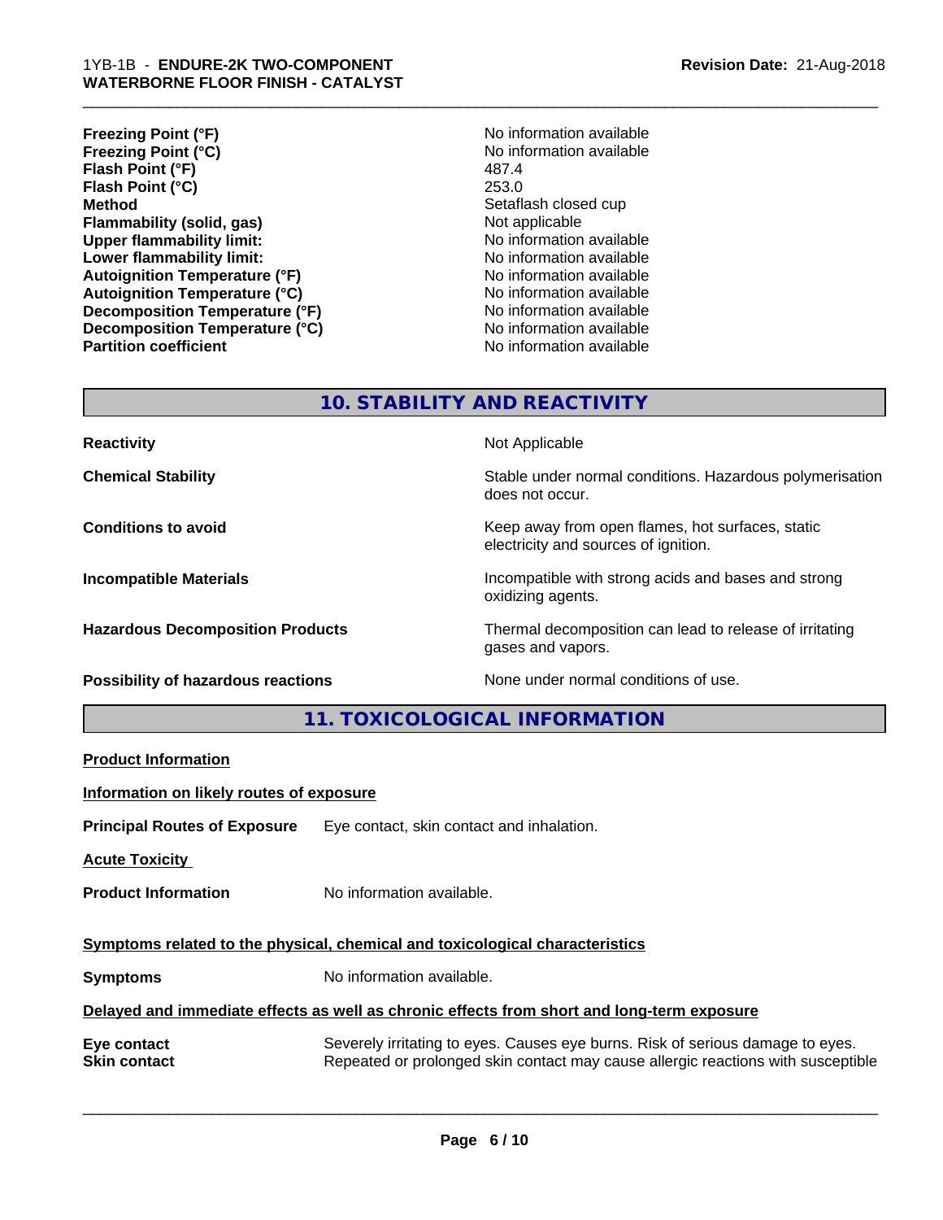| | |
|---|---|
| **Freezing Point (°F)** | No information available |
| **Freezing Point (°C)** | No information available |
| **Flash Point (°F)** | 487.4 |
| **Flash Point (°C)** | 253.0 |
| **Method** | Setaflash closed cup |
| **Flammability (solid, gas)** | Not applicable |
| **Upper flammability limit:** | No information available |
| **Lower flammability limit:** | No information available |
| **Autoignition Temperature (°F)** | No information available |
| **Autoignition Temperature (°C)** | No information available |
| **Decomposition Temperature (°F)** | No information available |
| **Decomposition Temperature (°C)** | No information available |
| **Partition coefficient** | No information available |

## 10. STABILITY AND REACTIVITY

| | |
|---|---|
| **Reactivity** | Not Applicable |
| **Chemical Stability** | Stable under normal conditions. Hazardous polymerisation does not occur. |
| **Conditions to avoid** | Keep away from open flames, hot surfaces, static electricity and sources of ignition. |
| **Incompatible Materials** | Incompatible with strong acids and bases and strong oxidizing agents. |
| **Hazardous Decomposition Products** | Thermal decomposition can lead to release of irritating gases and vapors. |
| **Possibility of hazardous reactions** | None under normal conditions of use. |

## 11. TOXICOLOGICAL INFORMATION

**Product Information**

**Information on likely routes of exposure**

**Principal Routes of Exposure** Eye contact, skin contact and inhalation.

**Acute Toxicity**

**Product Information** No information available.

**Symptoms related to the physical, chemical and toxicological characteristics**

**Symptoms** No information available.

**Delayed and immediate effects as well as chronic effects from short and long-term exposure**

**Eye contact** Severely irritating to eyes. Causes eye burns. Risk of serious damage to eyes.

**Skin contact** Repeated or prolonged skin contact may cause allergic reactions with susceptible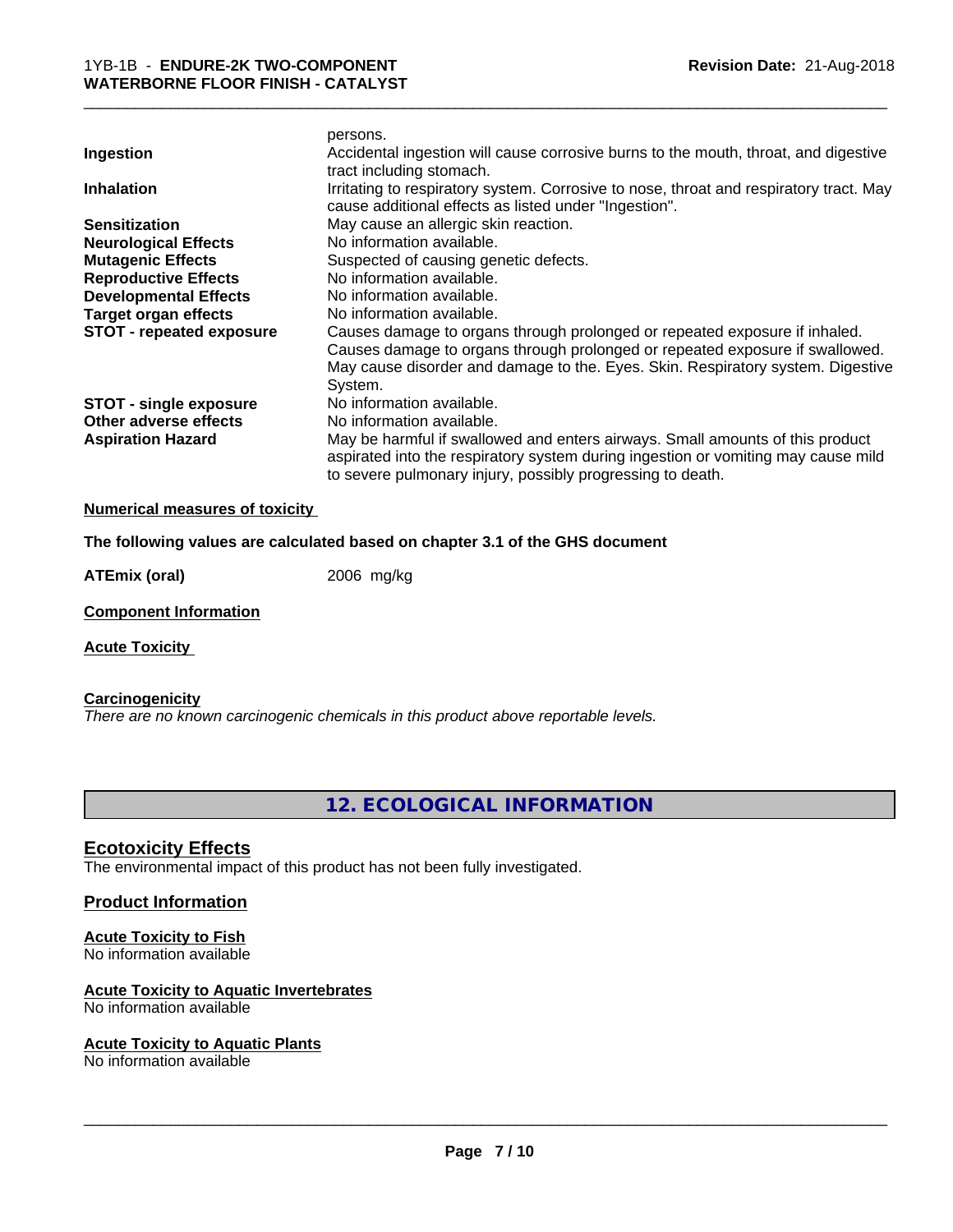| | |
|---|---|
| | persons. |
| **Ingestion** | Accidental ingestion will cause corrosive burns to the mouth, throat, and digestive tract including stomach. |
| **Inhalation** | Irritating to respiratory system. Corrosive to nose, throat and respiratory tract. May cause additional effects as listed under "Ingestion". |
| **Sensitization** | May cause an allergic skin reaction. |
| **Neurological Effects** | No information available. |
| **Mutagenic Effects** | Suspected of causing genetic defects. |
| **Reproductive Effects** | No information available. |
| **Developmental Effects** | No information available. |
| **Target organ effects** | No information available. |
| **STOT - repeated exposure** | Causes damage to organs through prolonged or repeated exposure if inhaled. Causes damage to organs through prolonged or repeated exposure if swallowed. May cause disorder and damage to the. Eyes. Skin. Respiratory system. Digestive System. |
| **STOT - single exposure** | No information available. |
| **Other adverse effects** | No information available. |
| **Aspiration Hazard** | May be harmful if swallowed and enters airways. Small amounts of this product aspirated into the respiratory system during ingestion or vomiting may cause mild to severe pulmonary injury, possibly progressing to death. |

**Numerical measures of toxicity**

**The following values are calculated based on chapter 3.1 of the GHS document**

**ATEmix (oral)** 2006 mg/kg

**Component Information**

**Acute Toxicity**

**Carcinogenicity**

*There are no known carcinogenic chemicals in this product above reportable levels.*

## 12. ECOLOGICAL INFORMATION

### Ecotoxicity Effects

The environmental impact of this product has not been fully investigated.

### Product Information

**Acute Toxicity to Fish**

No information available

**Acute Toxicity to Aquatic Invertebrates**

No information available

**Acute Toxicity to Aquatic Plants**

No information available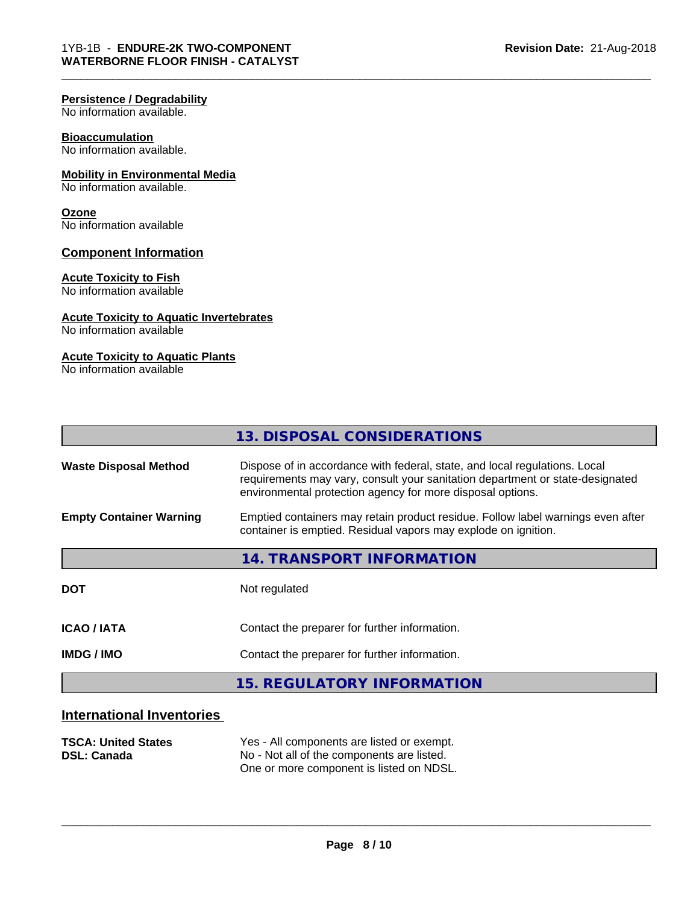#### Persistence / Degradability
No information available.

#### Bioaccumulation
No information available.

#### Mobility in Environmental Media
No information available.

#### Ozone
No information available

### Component Information

#### Acute Toxicity to Fish
No information available

#### Acute Toxicity to Aquatic Invertebrates
No information available

#### Acute Toxicity to Aquatic Plants
No information available

## 13. DISPOSAL CONSIDERATIONS

| | |
|---|---|
| **Waste Disposal Method** | Dispose of in accordance with federal, state, and local regulations. Local requirements may vary, consult your sanitation department or state-designated environmental protection agency for more disposal options. |
| **Empty Container Warning** | Emptied containers may retain product residue. Follow label warnings even after container is emptied. Residual vapors may explode on ignition. |

## 14. TRANSPORT INFORMATION

| | |
|---|---|
| **DOT** | Not regulated |
| **ICAO / IATA** | Contact the preparer for further information. |
| **IMDG / IMO** | Contact the preparer for further information. |

## 15. REGULATORY INFORMATION

### International Inventories

| | |
|---|---|
| **TSCA: United States** | Yes - All components are listed or exempt. |
| **DSL: Canada** | No - Not all of the components are listed. One or more component is listed on NDSL. |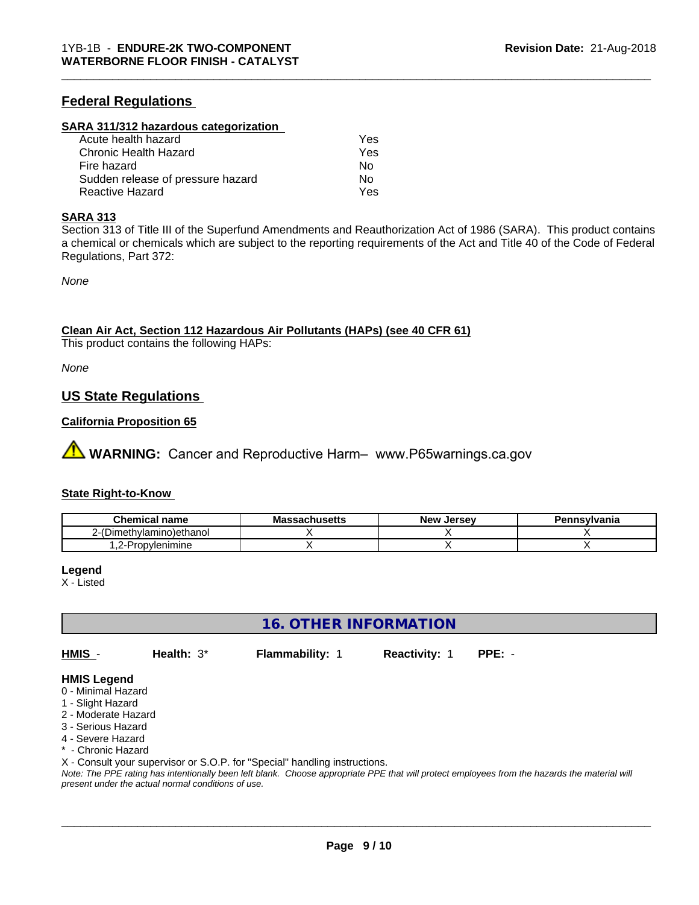## Federal Regulations

### SARA 311/312 hazardous categorization

| | |
|---|---|
| Acute health hazard | Yes |
| Chronic Health Hazard | Yes |
| Fire hazard | No |
| Sudden release of pressure hazard | No |
| Reactive Hazard | Yes |

### SARA 313

Section 313 of Title III of the Superfund Amendments and Reauthorization Act of 1986 (SARA). This product contains a chemical or chemicals which are subject to the reporting requirements of the Act and Title 40 of the Code of Federal Regulations, Part 372:

*None*

### Clean Air Act, Section 112 Hazardous Air Pollutants (HAPs) (see 40 CFR 61)

This product contains the following HAPs:

*None*

## US State Regulations

### California Proposition 65

⚠ **WARNING:** Cancer and Reproductive Harm– www.P65warnings.ca.gov

### State Right-to-Know

| Chemical name | Massachusetts | New Jersey | Pennsylvania |
|---|---|---|---|
| 2-(Dimethylamino)ethanol | X | X | X |
| 1,2-Propylenimine | X | X | X |

**Legend**
X - Listed

## 16. OTHER INFORMATION

**HMIS** - **Health:** 3* **Flammability:** 1 **Reactivity:** 1 **PPE:** -

**HMIS Legend**
0 - Minimal Hazard
1 - Slight Hazard
2 - Moderate Hazard
3 - Serious Hazard
4 - Severe Hazard
* - Chronic Hazard
X - Consult your supervisor or S.O.P. for "Special" handling instructions.

*Note: The PPE rating has intentionally been left blank. Choose appropriate PPE that will protect employees from the hazards the material will present under the actual normal conditions of use.*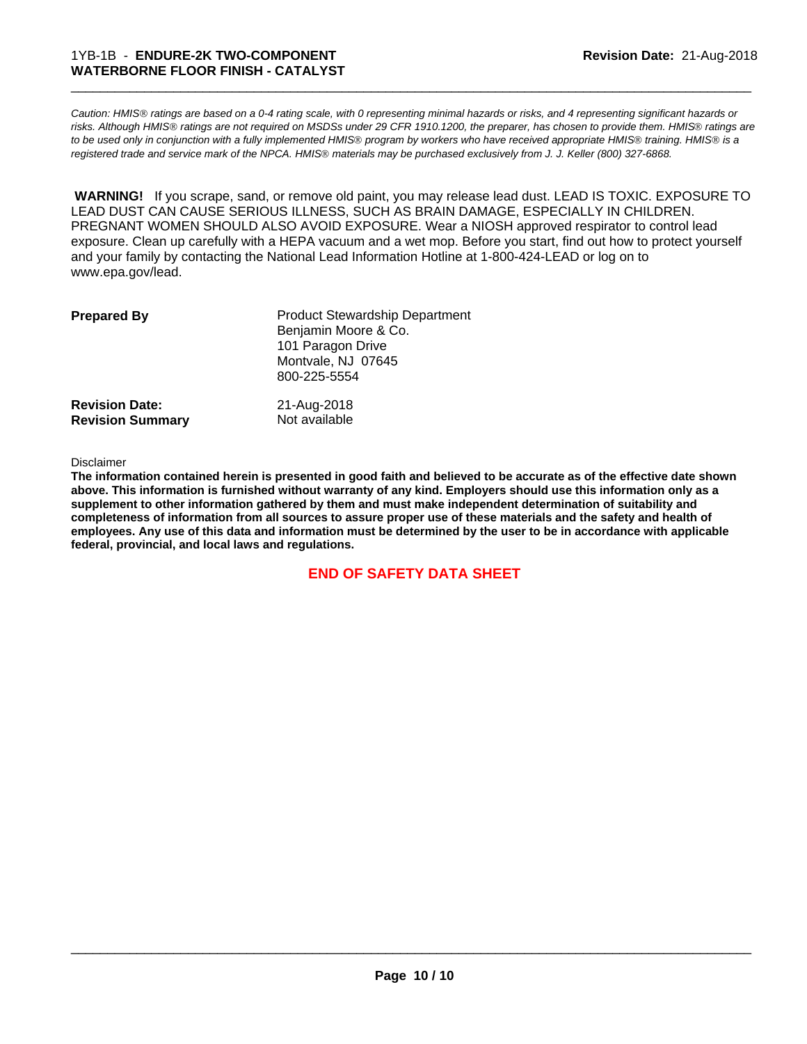*Caution: HMIS® ratings are based on a 0-4 rating scale, with 0 representing minimal hazards or risks, and 4 representing significant hazards or risks. Although HMIS® ratings are not required on MSDSs under 29 CFR 1910.1200, the preparer, has chosen to provide them. HMIS® ratings are to be used only in conjunction with a fully implemented HMIS® program by workers who have received appropriate HMIS® training. HMIS® is a registered trade and service mark of the NPCA. HMIS® materials may be purchased exclusively from J. J. Keller (800) 327-6868.*

**WARNING!** If you scrape, sand, or remove old paint, you may release lead dust. LEAD IS TOXIC. EXPOSURE TO LEAD DUST CAN CAUSE SERIOUS ILLNESS, SUCH AS BRAIN DAMAGE, ESPECIALLY IN CHILDREN. PREGNANT WOMEN SHOULD ALSO AVOID EXPOSURE. Wear a NIOSH approved respirator to control lead exposure. Clean up carefully with a HEPA vacuum and a wet mop. Before you start, find out how to protect yourself and your family by contacting the National Lead Information Hotline at 1-800-424-LEAD or log on to www.epa.gov/lead.

| | |
|---|---|
| **Prepared By** | Product Stewardship Department<br>Benjamin Moore & Co.<br>101 Paragon Drive<br>Montvale, NJ 07645<br>800-225-5554 |
| **Revision Date:** | 21-Aug-2018 |
| **Revision Summary** | Not available |

Disclaimer

**The information contained herein is presented in good faith and believed to be accurate as of the effective date shown above. This information is furnished without warranty of any kind. Employers should use this information only as a supplement to other information gathered by them and must make independent determination of suitability and completeness of information from all sources to assure proper use of these materials and the safety and health of employees. Any use of this data and information must be determined by the user to be in accordance with applicable federal, provincial, and local laws and regulations.**

**END OF SAFETY DATA SHEET**